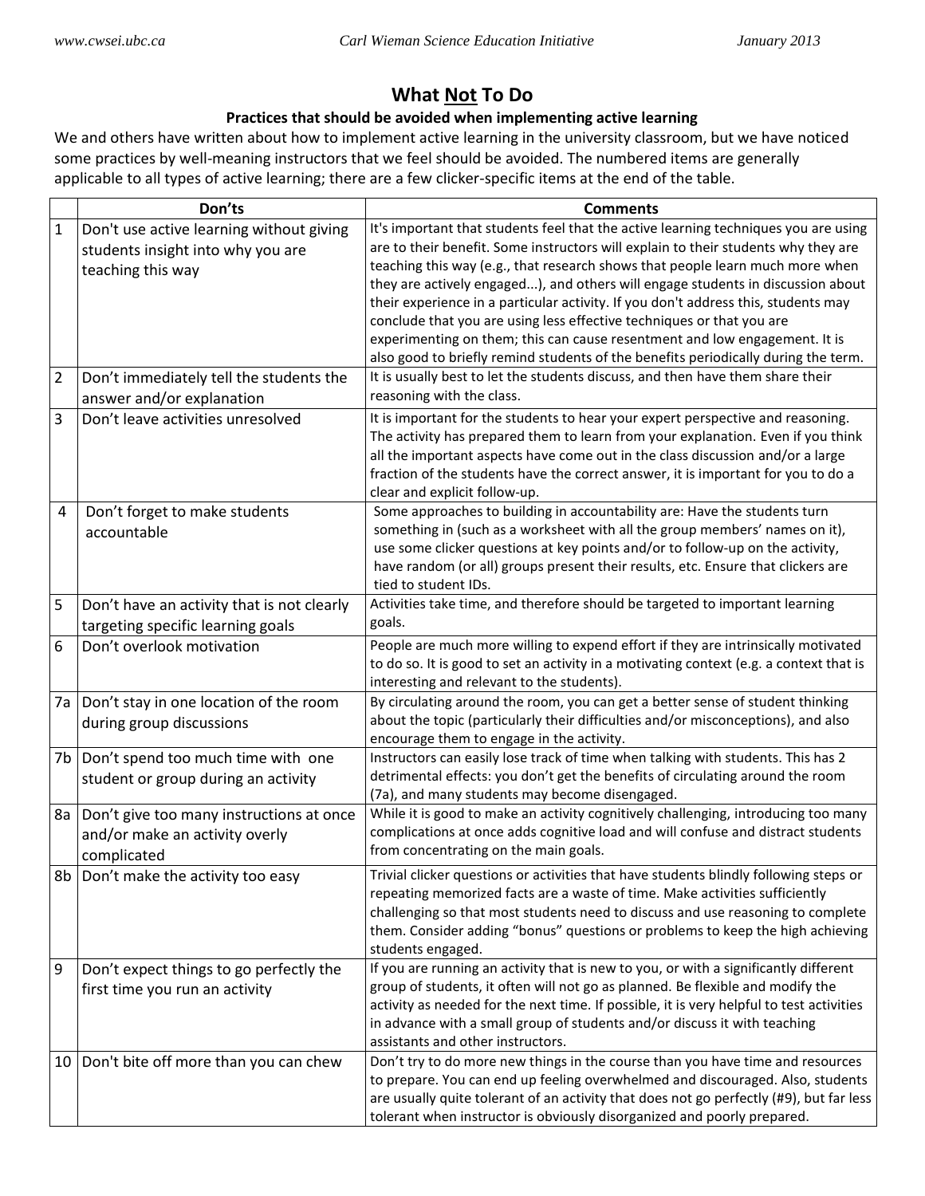# What <u>Not</u> To Do

**Practices that should be avoided when implementing active learning**

We and others have written about how to implement active learning in the university classroom, but we have noticed some practices by well-meaning instructors that we feel should be avoided. The numbered items are generally applicable to all types of active learning; there are a few clicker-specific items at the end of the table.

| | Don'ts | Comments |
|---|---|---|
| 1 | Don't use active learning without giving students insight into why you are teaching this way | It's important that students feel that the active learning techniques you are using are to their benefit. Some instructors will explain to their students why they are teaching this way (e.g., that research shows that people learn much more when they are actively engaged...), and others will engage students in discussion about their experience in a particular activity. If you don't address this, students may conclude that you are using less effective techniques or that you are experimenting on them; this can cause resentment and low engagement. It is also good to briefly remind students of the benefits periodically during the term. |
| 2 | Don't immediately tell the students the answer and/or explanation | It is usually best to let the students discuss, and then have them share their reasoning with the class. |
| 3 | Don't leave activities unresolved | It is important for the students to hear your expert perspective and reasoning. The activity has prepared them to learn from your explanation. Even if you think all the important aspects have come out in the class discussion and/or a large fraction of the students have the correct answer, it is important for you to do a clear and explicit follow-up. |
| 4 | Don't forget to make students accountable | Some approaches to building in accountability are: Have the students turn something in (such as a worksheet with all the group members' names on it), use some clicker questions at key points and/or to follow-up on the activity, have random (or all) groups present their results, etc. Ensure that clickers are tied to student IDs. |
| 5 | Don't have an activity that is not clearly targeting specific learning goals | Activities take time, and therefore should be targeted to important learning goals. |
| 6 | Don't overlook motivation | People are much more willing to expend effort if they are intrinsically motivated to do so. It is good to set an activity in a motivating context (e.g. a context that is interesting and relevant to the students). |
| 7a | Don't stay in one location of the room during group discussions | By circulating around the room, you can get a better sense of student thinking about the topic (particularly their difficulties and/or misconceptions), and also encourage them to engage in the activity. |
| 7b | Don't spend too much time with one student or group during an activity | Instructors can easily lose track of time when talking with students. This has 2 detrimental effects: you don't get the benefits of circulating around the room (7a), and many students may become disengaged. |
| 8a | Don't give too many instructions at once and/or make an activity overly complicated | While it is good to make an activity cognitively challenging, introducing too many complications at once adds cognitive load and will confuse and distract students from concentrating on the main goals. |
| 8b | Don't make the activity too easy | Trivial clicker questions or activities that have students blindly following steps or repeating memorized facts are a waste of time. Make activities sufficiently challenging so that most students need to discuss and use reasoning to complete them. Consider adding "bonus" questions or problems to keep the high achieving students engaged. |
| 9 | Don't expect things to go perfectly the first time you run an activity | If you are running an activity that is new to you, or with a significantly different group of students, it often will not go as planned. Be flexible and modify the activity as needed for the next time. If possible, it is very helpful to test activities in advance with a small group of students and/or discuss it with teaching assistants and other instructors. |
| 10 | Don't bite off more than you can chew | Don't try to do more new things in the course than you have time and resources to prepare. You can end up feeling overwhelmed and discouraged. Also, students are usually quite tolerant of an activity that does not go perfectly (#9), but far less tolerant when instructor is obviously disorganized and poorly prepared. |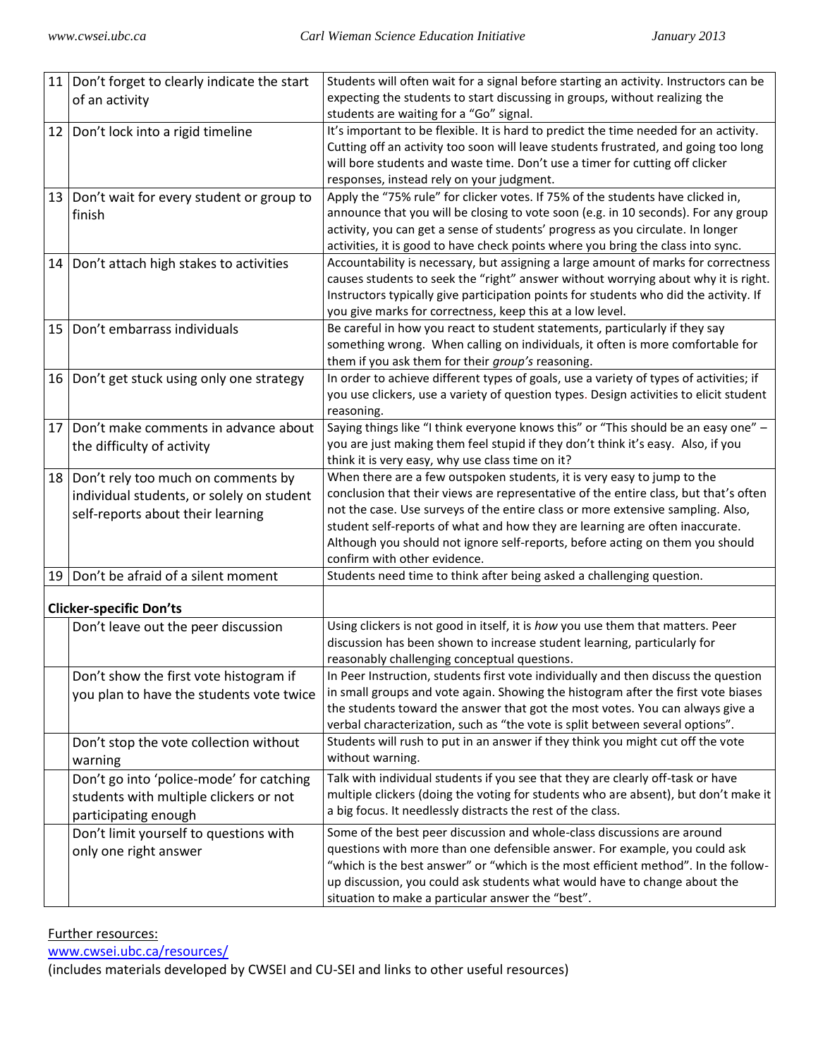| | | |
|---|---|---|
| 11 | Don't forget to clearly indicate the start of an activity | Students will often wait for a signal before starting an activity. Instructors can be expecting the students to start discussing in groups, without realizing the students are waiting for a "Go" signal. |
| 12 | Don't lock into a rigid timeline | It's important to be flexible. It is hard to predict the time needed for an activity. Cutting off an activity too soon will leave students frustrated, and going too long will bore students and waste time. Don't use a timer for cutting off clicker responses, instead rely on your judgment. |
| 13 | Don't wait for every student or group to finish | Apply the "75% rule" for clicker votes. If 75% of the students have clicked in, announce that you will be closing to vote soon (e.g. in 10 seconds). For any group activity, you can get a sense of students' progress as you circulate. In longer activities, it is good to have check points where you bring the class into sync. |
| 14 | Don't attach high stakes to activities | Accountability is necessary, but assigning a large amount of marks for correctness causes students to seek the "right" answer without worrying about why it is right. Instructors typically give participation points for students who did the activity. If you give marks for correctness, keep this at a low level. |
| 15 | Don't embarrass individuals | Be careful in how you react to student statements, particularly if they say something wrong. When calling on individuals, it often is more comfortable for them if you ask them for their *group's* reasoning. |
| 16 | Don't get stuck using only one strategy | In order to achieve different types of goals, use a variety of types of activities; if you use clickers, use a variety of question types. Design activities to elicit student reasoning. |
| 17 | Don't make comments in advance about the difficulty of activity | Saying things like "I think everyone knows this" or "This should be an easy one" – you are just making them feel stupid if they don't think it's easy. Also, if you think it is very easy, why use class time on it? |
| 18 | Don't rely too much on comments by individual students, or solely on student self-reports about their learning | When there are a few outspoken students, it is very easy to jump to the conclusion that their views are representative of the entire class, but that's often not the case. Use surveys of the entire class or more extensive sampling. Also, student self-reports of what and how they are learning are often inaccurate. Although you should not ignore self-reports, before acting on them you should confirm with other evidence. |
| 19 | Don't be afraid of a silent moment | Students need time to think after being asked a challenging question. |
| **Clicker-specific Don'ts** | | |
| | Don't leave out the peer discussion | Using clickers is not good in itself, it is *how* you use them that matters. Peer discussion has been shown to increase student learning, particularly for reasonably challenging conceptual questions. |
| | Don't show the first vote histogram if you plan to have the students vote twice | In Peer Instruction, students first vote individually and then discuss the question in small groups and vote again. Showing the histogram after the first vote biases the students toward the answer that got the most votes. You can always give a verbal characterization, such as "the vote is split between several options". |
| | Don't stop the vote collection without warning | Students will rush to put in an answer if they think you might cut off the vote without warning. |
| | Don't go into 'police-mode' for catching students with multiple clickers or not participating enough | Talk with individual students if you see that they are clearly off-task or have multiple clickers (doing the voting for students who are absent), but don't make it a big focus. It needlessly distracts the rest of the class. |
| | Don't limit yourself to questions with only one right answer | Some of the best peer discussion and whole-class discussions are around questions with more than one defensible answer. For example, you could ask "which is the best answer" or "which is the most efficient method". In the follow-up discussion, you could ask students what would have to change about the situation to make a particular answer the "best". |

Further resources:
[www.cwsei.ubc.ca/resources/](http://www.cwsei.ubc.ca/resources/)
(includes materials developed by CWSEI and CU-SEI and links to other useful resources)